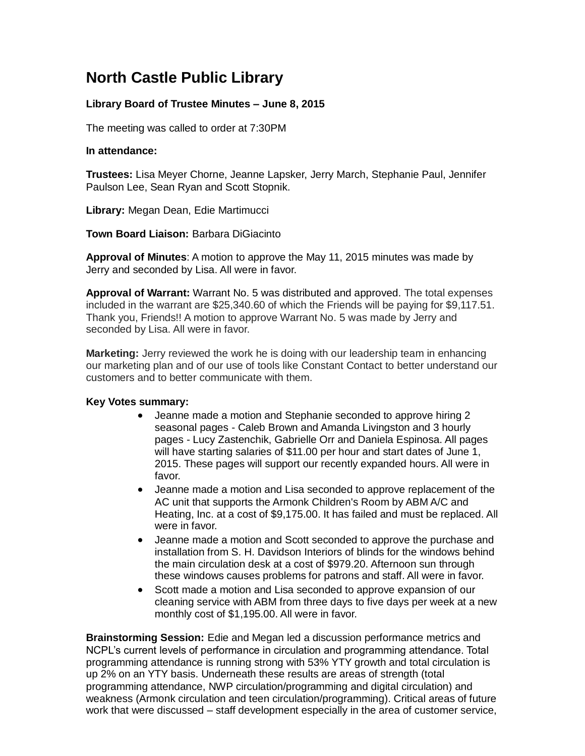# North Castle Public Library

**Library Board of Trustee Minutes – June 8, 2015**

The meeting was called to order at 7:30PM

**In attendance:**

**Trustees:** Lisa Meyer Chorne, Jeanne Lapsker, Jerry March, Stephanie Paul, Jennifer Paulson Lee, Sean Ryan and Scott Stopnik.

**Library:** Megan Dean, Edie Martimucci

**Town Board Liaison:** Barbara DiGiacinto

**Approval of Minutes**: A motion to approve the May 11, 2015 minutes was made by Jerry and seconded by Lisa. All were in favor.

**Approval of Warrant:** Warrant No. 5 was distributed and approved. The total expenses included in the warrant are $25,340.60 of which the Friends will be paying for $9,117.51. Thank you, Friends!! A motion to approve Warrant No. 5 was made by Jerry and seconded by Lisa. All were in favor.

**Marketing:** Jerry reviewed the work he is doing with our leadership team in enhancing our marketing plan and of our use of tools like Constant Contact to better understand our customers and to better communicate with them.

**Key Votes summary:**

- Jeanne made a motion and Stephanie seconded to approve hiring 2 seasonal pages - Caleb Brown and Amanda Livingston and 3 hourly pages - Lucy Zastenchik, Gabrielle Orr and Daniela Espinosa. All pages will have starting salaries of $11.00 per hour and start dates of June 1, 2015. These pages will support our recently expanded hours. All were in favor.
- Jeanne made a motion and Lisa seconded to approve replacement of the AC unit that supports the Armonk Children's Room by ABM A/C and Heating, Inc. at a cost of $9,175.00. It has failed and must be replaced. All were in favor.
- Jeanne made a motion and Scott seconded to approve the purchase and installation from S. H. Davidson Interiors of blinds for the windows behind the main circulation desk at a cost of $979.20. Afternoon sun through these windows causes problems for patrons and staff. All were in favor.
- Scott made a motion and Lisa seconded to approve expansion of our cleaning service with ABM from three days to five days per week at a new monthly cost of $1,195.00. All were in favor.

**Brainstorming Session:** Edie and Megan led a discussion performance metrics and NCPL's current levels of performance in circulation and programming attendance. Total programming attendance is running strong with 53% YTY growth and total circulation is up 2% on an YTY basis. Underneath these results are areas of strength (total programming attendance, NWP circulation/programming and digital circulation) and weakness (Armonk circulation and teen circulation/programming). Critical areas of future work that were discussed – staff development especially in the area of customer service,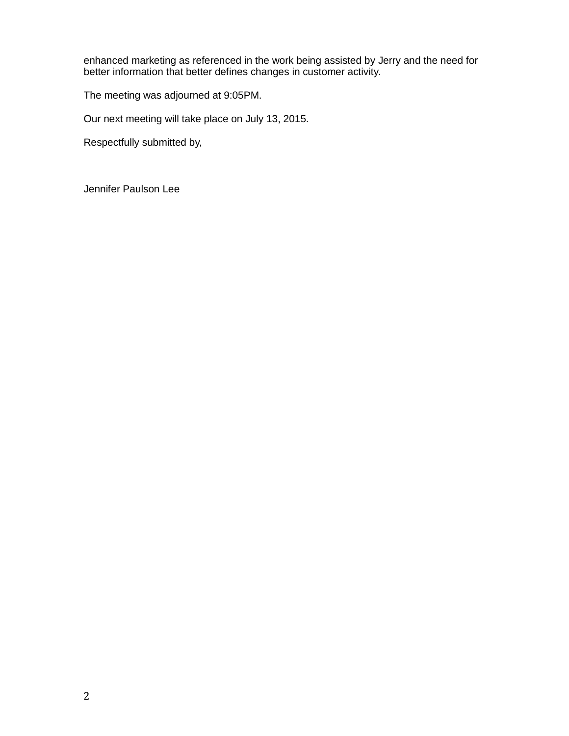enhanced marketing as referenced in the work being assisted by Jerry and the need for better information that better defines changes in customer activity.

The meeting was adjourned at 9:05PM.

Our next meeting will take place on July 13, 2015.

Respectfully submitted by,

Jennifer Paulson Lee